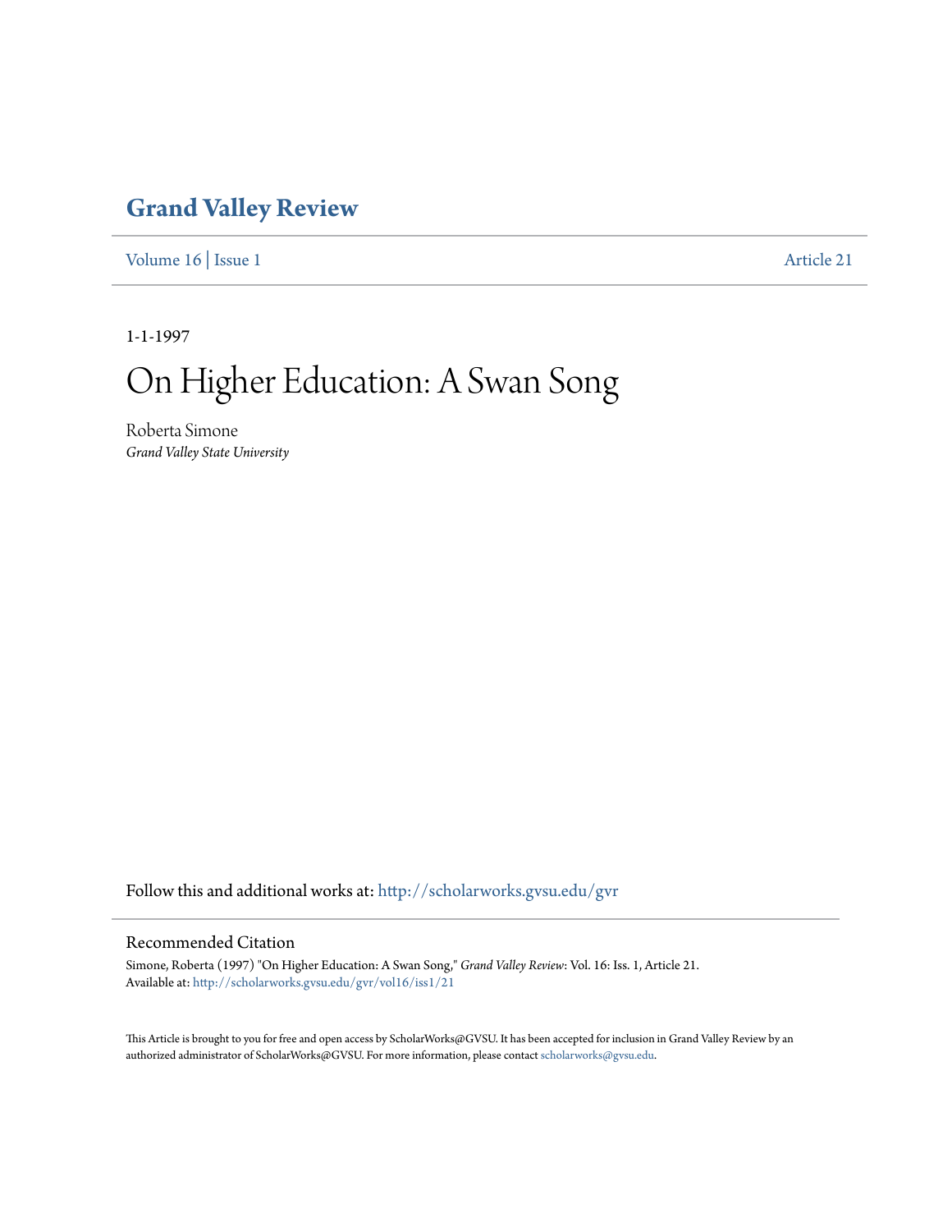# Grand Valley Review

Volume 16 | Issue 1 Article 21

1-1-1997

# On Higher Education: A Swan Song

Roberta Simone
*Grand Valley State University*

Follow this and additional works at: http://scholarworks.gvsu.edu/gvr

## Recommended Citation

Simone, Roberta (1997) "On Higher Education: A Swan Song," *Grand Valley Review*: Vol. 16: Iss. 1, Article 21.
Available at: http://scholarworks.gvsu.edu/gvr/vol16/iss1/21

This Article is brought to you for free and open access by ScholarWorks@GVSU. It has been accepted for inclusion in Grand Valley Review by an authorized administrator of ScholarWorks@GVSU. For more information, please contact scholarworks@gvsu.edu.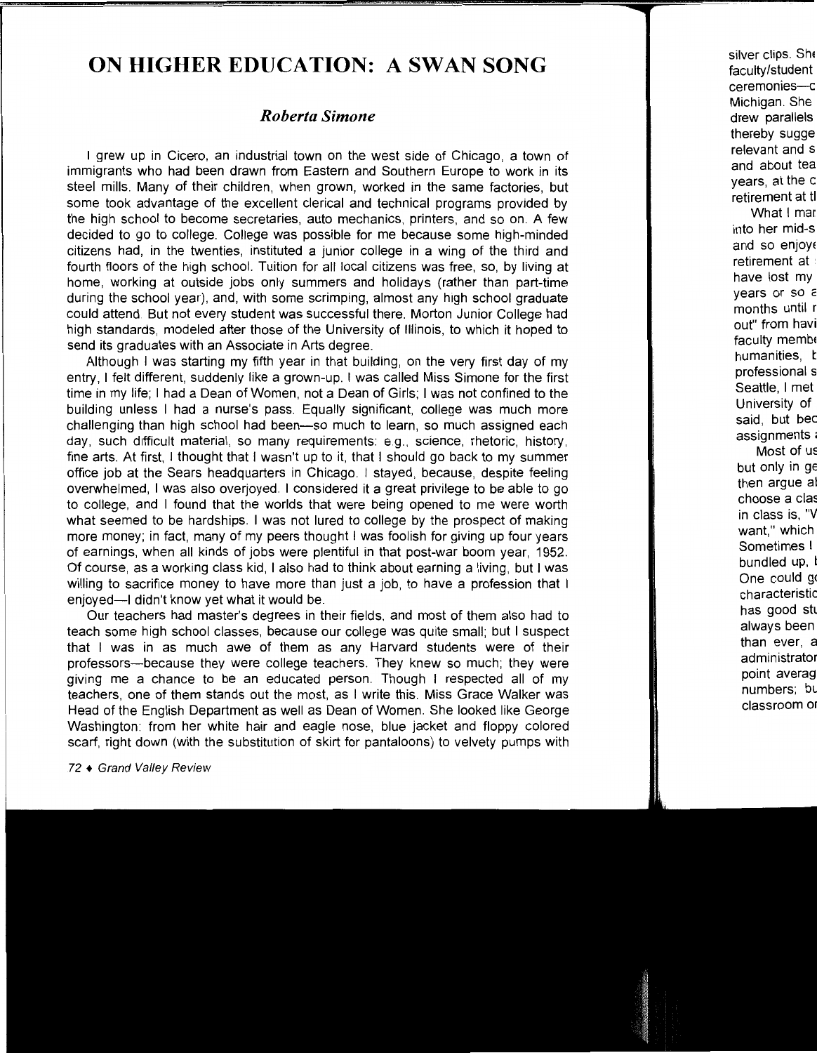# ON HIGHER EDUCATION: A SWAN SONG

***Roberta Simone***

I grew up in Cicero, an industrial town on the west side of Chicago, a town of immigrants who had been drawn from Eastern and Southern Europe to work in its steel mills. Many of their children, when grown, worked in the same factories, but some took advantage of the excellent clerical and technical programs provided by the high school to become secretaries, auto mechanics, printers, and so on. A few decided to go to college. College was possible for me because some high-minded citizens had, in the twenties, instituted a junior college in a wing of the third and fourth floors of the high school. Tuition for all local citizens was free, so, by living at home, working at outside jobs only summers and holidays (rather than part-time during the school year), and, with some scrimping, almost any high school graduate could attend. But not every student was successful there. Morton Junior College had high standards, modeled after those of the University of Illinois, to which it hoped to send its graduates with an Associate in Arts degree.

Although I was starting my fifth year in that building, on the very first day of my entry, I felt different, suddenly like a grown-up. I was called Miss Simone for the first time in my life; I had a Dean of Women, not a Dean of Girls; I was not confined to the building unless I had a nurse's pass. Equally significant, college was much more challenging than high school had been—so much to learn, so much assigned each day, such difficult material, so many requirements: e.g., science, rhetoric, history, fine arts. At first, I thought that I wasn't up to it, that I should go back to my summer office job at the Sears headquarters in Chicago. I stayed, because, despite feeling overwhelmed, I was also overjoyed. I considered it a great privilege to be able to go to college, and I found that the worlds that were being opened to me were worth what seemed to be hardships. I was not lured to college by the prospect of making more money; in fact, many of my peers thought I was foolish for giving up four years of earnings, when all kinds of jobs were plentiful in that post-war boom year, 1952. Of course, as a working class kid, I also had to think about earning a living, but I was willing to sacrifice money to have more than just a job, to have a profession that I enjoyed—I didn't know yet what it would be.

Our teachers had master's degrees in their fields, and most of them also had to teach some high school classes, because our college was quite small; but I suspect that I was in as much awe of them as any Harvard students were of their professors—because they were college teachers. They knew so much; they were giving me a chance to be an educated person. Though I respected all of my teachers, one of them stands out the most, as I write this. Miss Grace Walker was Head of the English Department as well as Dean of Women. She looked like George Washington: from her white hair and eagle nose, blue jacket and floppy colored scarf, right down (with the substitution of skirt for pantaloons) to velvety pumps with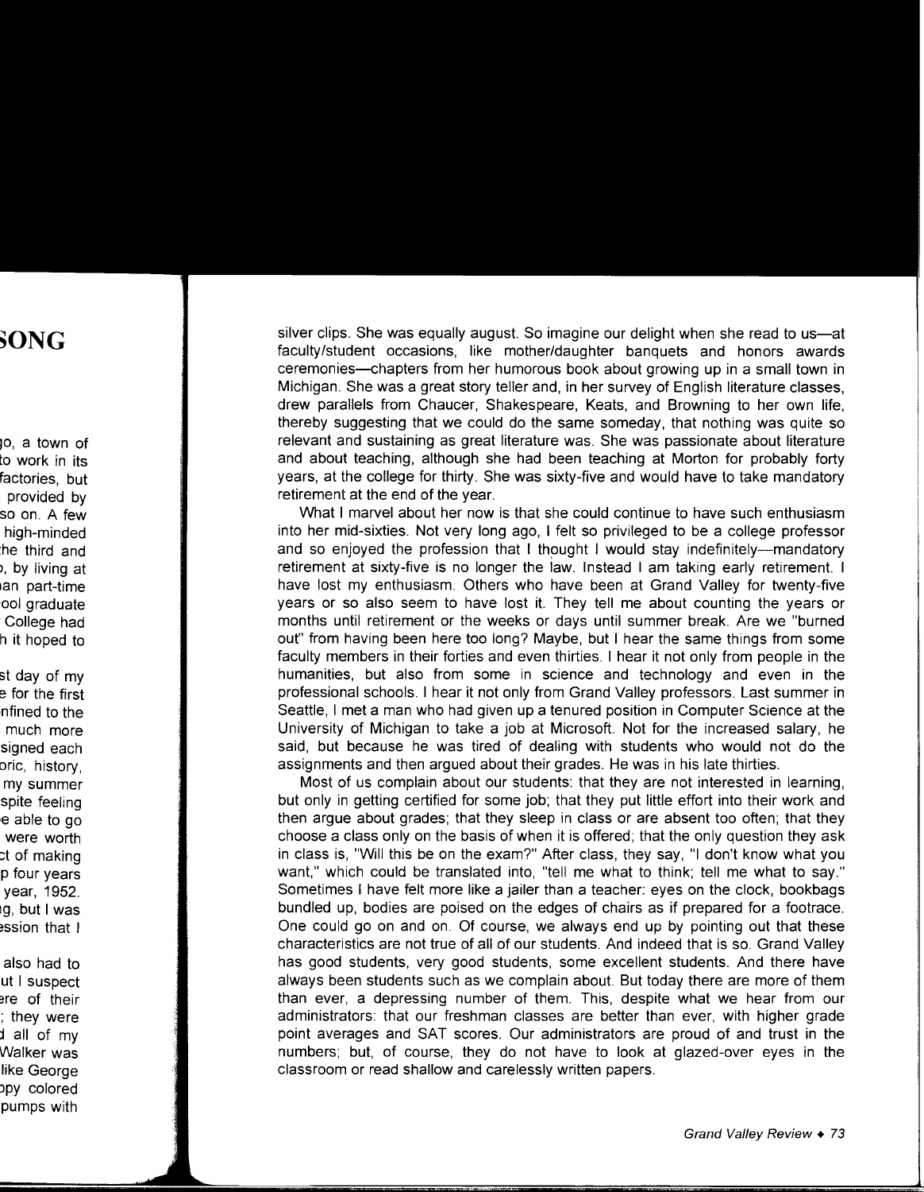silver clips. She was equally august. So imagine our delight when she read to us—at faculty/student occasions, like mother/daughter banquets and honors awards ceremonies—chapters from her humorous book about growing up in a small town in Michigan. She was a great story teller and, in her survey of English literature classes, drew parallels from Chaucer, Shakespeare, Keats, and Browning to her own life, thereby suggesting that we could do the same someday, that nothing was quite so relevant and sustaining as great literature was. She was passionate about literature and about teaching, although she had been teaching at Morton for probably forty years, at the college for thirty. She was sixty-five and would have to take mandatory retirement at the end of the year.

What I marvel about her now is that she could continue to have such enthusiasm into her mid-sixties. Not very long ago, I felt so privileged to be a college professor and so enjoyed the profession that I thought I would stay indefinitely—mandatory retirement at sixty-five is no longer the law. Instead I am taking early retirement. I have lost my enthusiasm. Others who have been at Grand Valley for twenty-five years or so also seem to have lost it. They tell me about counting the years or months until retirement or the weeks or days until summer break. Are we "burned out" from having been here too long? Maybe, but I hear the same things from some faculty members in their forties and even thirties. I hear it not only from people in the humanities, but also from some in science and technology and even in the professional schools. I hear it not only from Grand Valley professors. Last summer in Seattle, I met a man who had given up a tenured position in Computer Science at the University of Michigan to take a job at Microsoft. Not for the increased salary, he said, but because he was tired of dealing with students who would not do the assignments and then argued about their grades. He was in his late thirties.

Most of us complain about our students: that they are not interested in learning, but only in getting certified for some job; that they put little effort into their work and then argue about grades; that they sleep in class or are absent too often; that they choose a class only on the basis of when it is offered; that the only question they ask in class is, "Will this be on the exam?" After class, they say, "I don't know what you want," which could be translated into, "tell me what to think; tell me what to say." Sometimes I have felt more like a jailer than a teacher: eyes on the clock, bookbags bundled up, bodies are poised on the edges of chairs as if prepared for a footrace. One could go on and on. Of course, we always end up by pointing out that these characteristics are not true of all of our students. And indeed that is so. Grand Valley has good students, very good students, some excellent students. And there have always been students such as we complain about. But today there are more of them than ever, a depressing number of them. This, despite what we hear from our administrators: that our freshman classes are better than ever, with higher grade point averages and SAT scores. Our administrators are proud of and trust in the numbers; but, of course, they do not have to look at glazed-over eyes in the classroom or read shallow and carelessly written papers.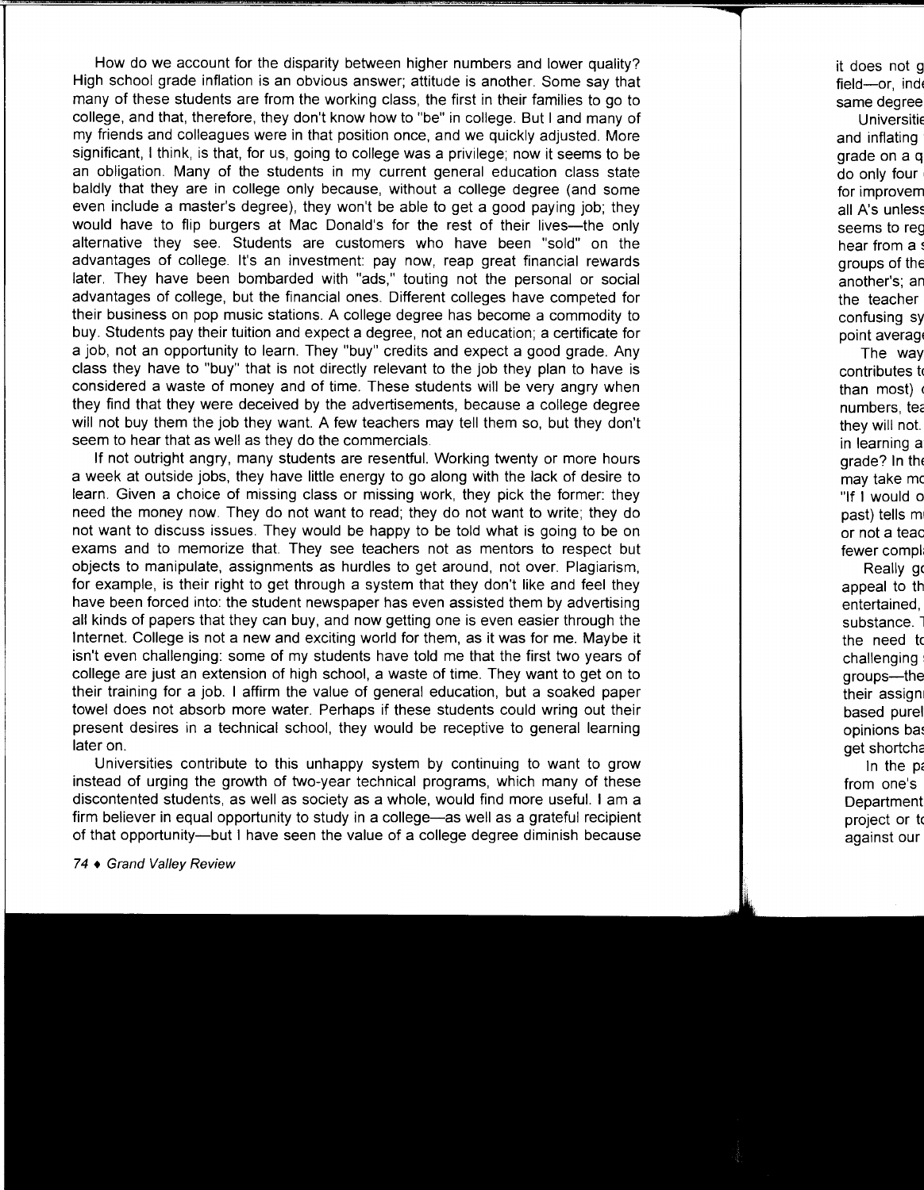How do we account for the disparity between higher numbers and lower quality? High school grade inflation is an obvious answer; attitude is another. Some say that many of these students are from the working class, the first in their families to go to college, and that, therefore, they don't know how to "be" in college. But I and many of my friends and colleagues were in that position once, and we quickly adjusted. More significant, I think, is that, for us, going to college was a privilege; now it seems to be an obligation. Many of the students in my current general education class state baldly that they are in college only because, without a college degree (and some even include a master's degree), they won't be able to get a good paying job; they would have to flip burgers at Mac Donald's for the rest of their lives—the only alternative they see. Students are customers who have been "sold" on the advantages of college. It's an investment: pay now, reap great financial rewards later. They have been bombarded with "ads," touting not the personal or social advantages of college, but the financial ones. Different colleges have competed for their business on pop music stations. A college degree has become a commodity to buy. Students pay their tuition and expect a degree, not an education; a certificate for a job, not an opportunity to learn. They "buy" credits and expect a good grade. Any class they have to "buy" that is not directly relevant to the job they plan to have is considered a waste of money and of time. These students will be very angry when they find that they were deceived by the advertisements, because a college degree will not buy them the job they want. A few teachers may tell them so, but they don't seem to hear that as well as they do the commercials.

If not outright angry, many students are resentful. Working twenty or more hours a week at outside jobs, they have little energy to go along with the lack of desire to learn. Given a choice of missing class or missing work, they pick the former: they need the money now. They do not want to read; they do not want to write; they do not want to discuss issues. They would be happy to be told what is going to be on exams and to memorize that. They see teachers not as mentors to respect but objects to manipulate, assignments as hurdles to get around, not over. Plagiarism, for example, is their right to get through a system that they don't like and feel they have been forced into: the student newspaper has even assisted them by advertising all kinds of papers that they can buy, and now getting one is even easier through the Internet. College is not a new and exciting world for them, as it was for me. Maybe it isn't even challenging: some of my students have told me that the first two years of college are just an extension of high school, a waste of time. They want to get on to their training for a job. I affirm the value of general education, but a soaked paper towel does not absorb more water. Perhaps if these students could wring out their present desires in a technical school, they would be receptive to general learning later on.

Universities contribute to this unhappy system by continuing to want to grow instead of urging the growth of two-year technical programs, which many of these discontented students, as well as society as a whole, would find more useful. I am a firm believer in equal opportunity to study in a college—as well as a grateful recipient of that opportunity—but I have seen the value of a college degree diminish because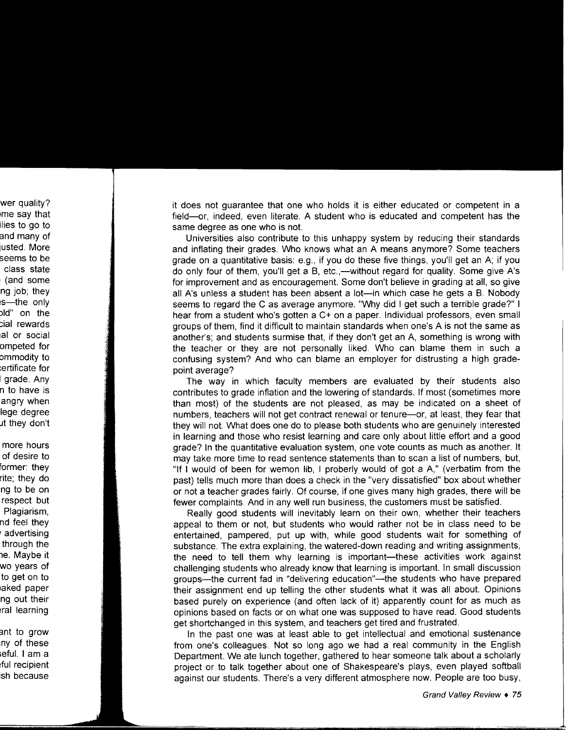it does not guarantee that one who holds it is either educated or competent in a field—or, indeed, even literate. A student who is educated and competent has the same degree as one who is not.

Universities also contribute to this unhappy system by reducing their standards and inflating their grades. Who knows what an A means anymore? Some teachers grade on a quantitative basis: e.g., if you do these five things, you'll get an A; if you do only four of them, you'll get a B, etc.,—without regard for quality. Some give A's for improvement and as encouragement. Some don't believe in grading at all, so give all A's unless a student has been absent a lot—in which case he gets a B. Nobody seems to regard the C as average anymore. "Why did I get such a terrible grade?" I hear from a student who's gotten a C+ on a paper. Individual professors, even small groups of them, find it difficult to maintain standards when one's A is not the same as another's; and students surmise that, if they don't get an A, something is wrong with the teacher or they are not personally liked. Who can blame them in such a confusing system? And who can blame an employer for distrusting a high grade-point average?

The way in which faculty members are evaluated by their students also contributes to grade inflation and the lowering of standards. If most (sometimes more than most) of the students are not pleased, as may be indicated on a sheet of numbers, teachers will not get contract renewal or tenure—or, at least, they fear that they will not. What does one do to please both students who are genuinely interested in learning and those who resist learning and care only about little effort and a good grade? In the quantitative evaluation system, one vote counts as much as another. It may take more time to read sentence statements than to scan a list of numbers, but, "If I would of been for wemon lib, I proberly would of got a A," (verbatim from the past) tells much more than does a check in the "very dissatisfied" box about whether or not a teacher grades fairly. Of course, if one gives many high grades, there will be fewer complaints. And in any well run business, the customers must be satisfied.

Really good students will inevitably learn on their own, whether their teachers appeal to them or not, but students who would rather not be in class need to be entertained, pampered, put up with, while good students wait for something of substance. The extra explaining, the watered-down reading and writing assignments, the need to tell them why learning is important—these activities work against challenging students who already know that learning is important. In small discussion groups—the current fad in "delivering education"—the students who have prepared their assignment end up telling the other students what it was all about. Opinions based purely on experience (and often lack of it) apparently count for as much as opinions based on facts or on what one was supposed to have read. Good students get shortchanged in this system, and teachers get tired and frustrated.

In the past one was at least able to get intellectual and emotional sustenance from one's colleagues. Not so long ago we had a real community in the English Department. We ate lunch together, gathered to hear someone talk about a scholarly project or to talk together about one of Shakespeare's plays, even played softball against our students. There's a very different atmosphere now. People are too busy,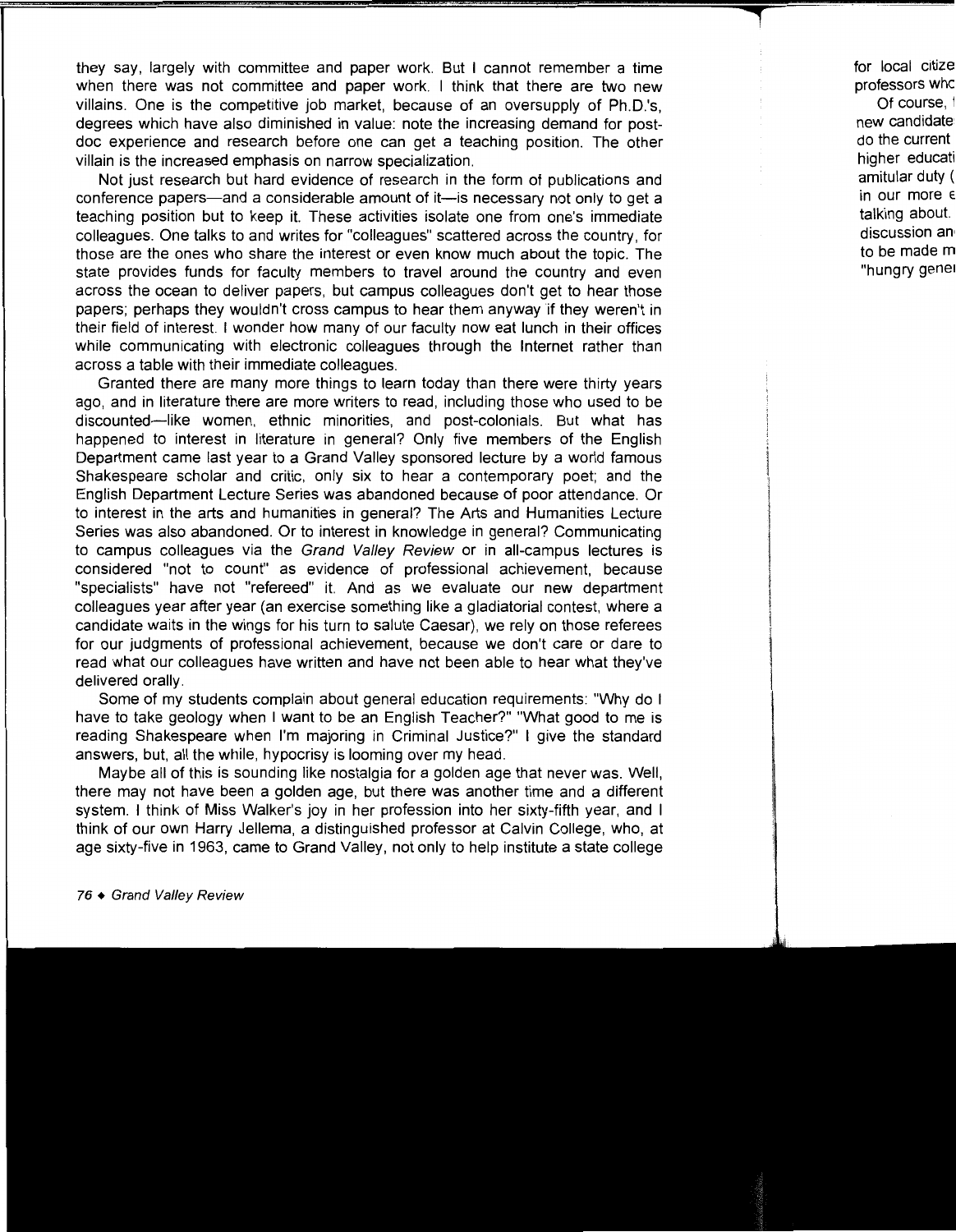they say, largely with committee and paper work. But I cannot remember a time when there was not committee and paper work. I think that there are two new villains. One is the competitive job market, because of an oversupply of Ph.D.'s, degrees which have also diminished in value: note the increasing demand for post-doc experience and research before one can get a teaching position. The other villain is the increased emphasis on narrow specialization.

Not just research but hard evidence of research in the form of publications and conference papers—and a considerable amount of it—is necessary not only to get a teaching position but to keep it. These activities isolate one from one's immediate colleagues. One talks to and writes for "colleagues" scattered across the country, for those are the ones who share the interest or even know much about the topic. The state provides funds for faculty members to travel around the country and even across the ocean to deliver papers, but campus colleagues don't get to hear those papers; perhaps they wouldn't cross campus to hear them anyway if they weren't in their field of interest. I wonder how many of our faculty now eat lunch in their offices while communicating with electronic colleagues through the Internet rather than across a table with their immediate colleagues.

Granted there are many more things to learn today than there were thirty years ago, and in literature there are more writers to read, including those who used to be discounted—like women, ethnic minorities, and post-colonials. But what has happened to interest in literature in general? Only five members of the English Department came last year to a Grand Valley sponsored lecture by a world famous Shakespeare scholar and critic, only six to hear a contemporary poet; and the English Department Lecture Series was abandoned because of poor attendance. Or to interest in the arts and humanities in general? The Arts and Humanities Lecture Series was also abandoned. Or to interest in knowledge in general? Communicating to campus colleagues via the *Grand Valley Review* or in all-campus lectures is considered "not to count" as evidence of professional achievement, because "specialists" have not "refereed" it. And as we evaluate our new department colleagues year after year (an exercise something like a gladiatorial contest, where a candidate waits in the wings for his turn to salute Caesar), we rely on those referees for our judgments of professional achievement, because we don't care or dare to read what our colleagues have written and have not been able to hear what they've delivered orally.

Some of my students complain about general education requirements: "Why do I have to take geology when I want to be an English Teacher?" "What good to me is reading Shakespeare when I'm majoring in Criminal Justice?" I give the standard answers, but, all the while, hypocrisy is looming over my head.

Maybe all of this is sounding like nostalgia for a golden age that never was. Well, there may not have been a golden age, but there was another time and a different system. I think of Miss Walker's joy in her profession into her sixty-fifth year, and I think of our own Harry Jellema, a distinguished professor at Calvin College, who, at age sixty-five in 1963, came to Grand Valley, not only to help institute a state college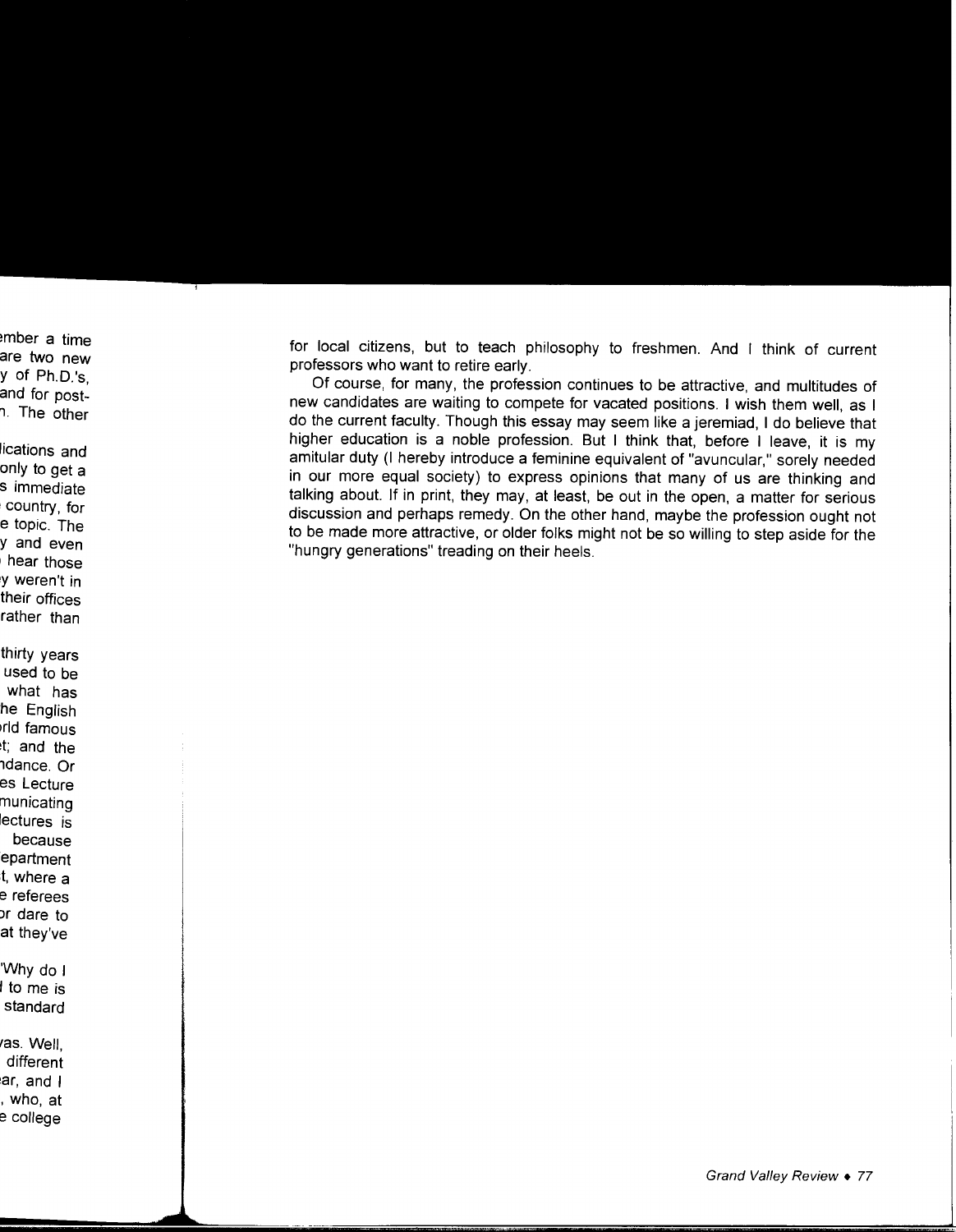for local citizens, but to teach philosophy to freshmen. And I think of current professors who want to retire early.

Of course, for many, the profession continues to be attractive, and multitudes of new candidates are waiting to compete for vacated positions. I wish them well, as I do the current faculty. Though this essay may seem like a jeremiad, I do believe that higher education is a noble profession. But I think that, before I leave, it is my amitular duty (I hereby introduce a feminine equivalent of "avuncular," sorely needed in our more equal society) to express opinions that many of us are thinking and talking about. If in print, they may, at least, be out in the open, a matter for serious discussion and perhaps remedy. On the other hand, maybe the profession ought not to be made more attractive, or older folks might not be so willing to step aside for the "hungry generations" treading on their heels.